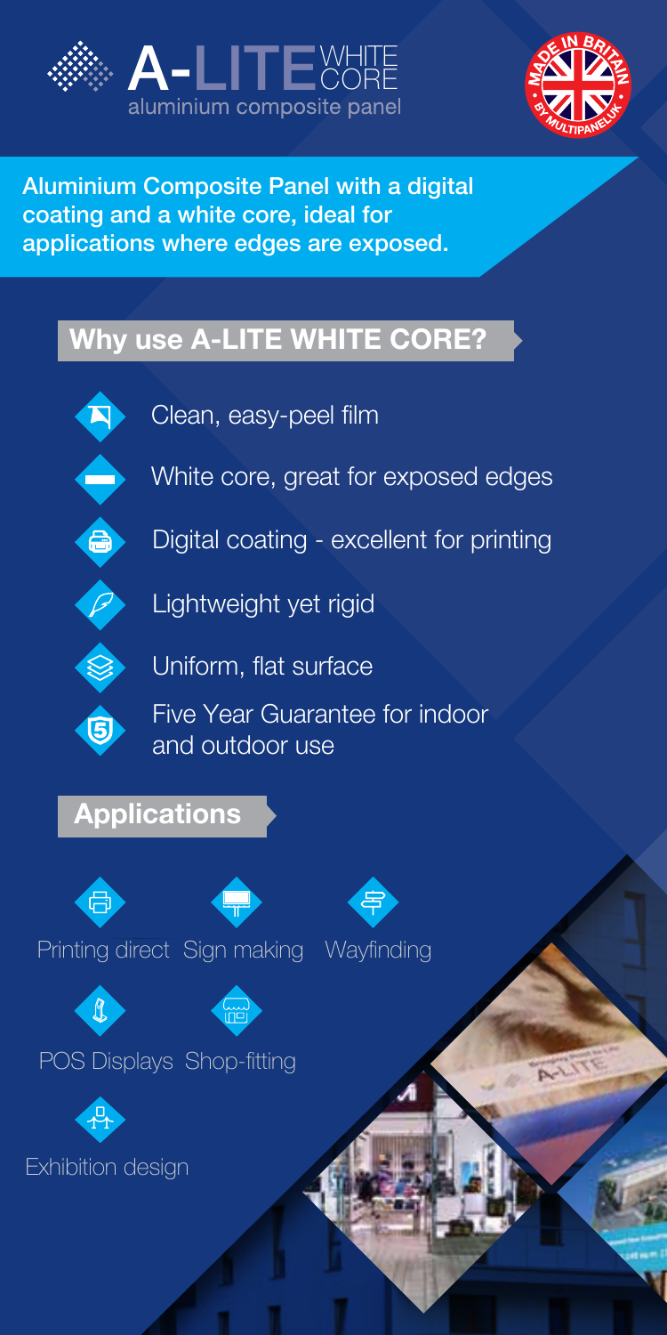# A-LITE WHITE CORE

aluminium composite panel

MADE IN BRITAIN BY MULTIPANELUK

**Aluminium Composite Panel with a digital coating and a white core, ideal for applications where edges are exposed.**

## Why use A-LITE WHITE CORE?

- Clean, easy-peel film
- White core, great for exposed edges
- Digital coating - excellent for printing
- Lightweight yet rigid
- Uniform, flat surface
- Five Year Guarantee for indoor and outdoor use

## Applications

- Printing direct
- Sign making
- Wayfinding
- POS Displays
- Shop-fitting
- Exhibition design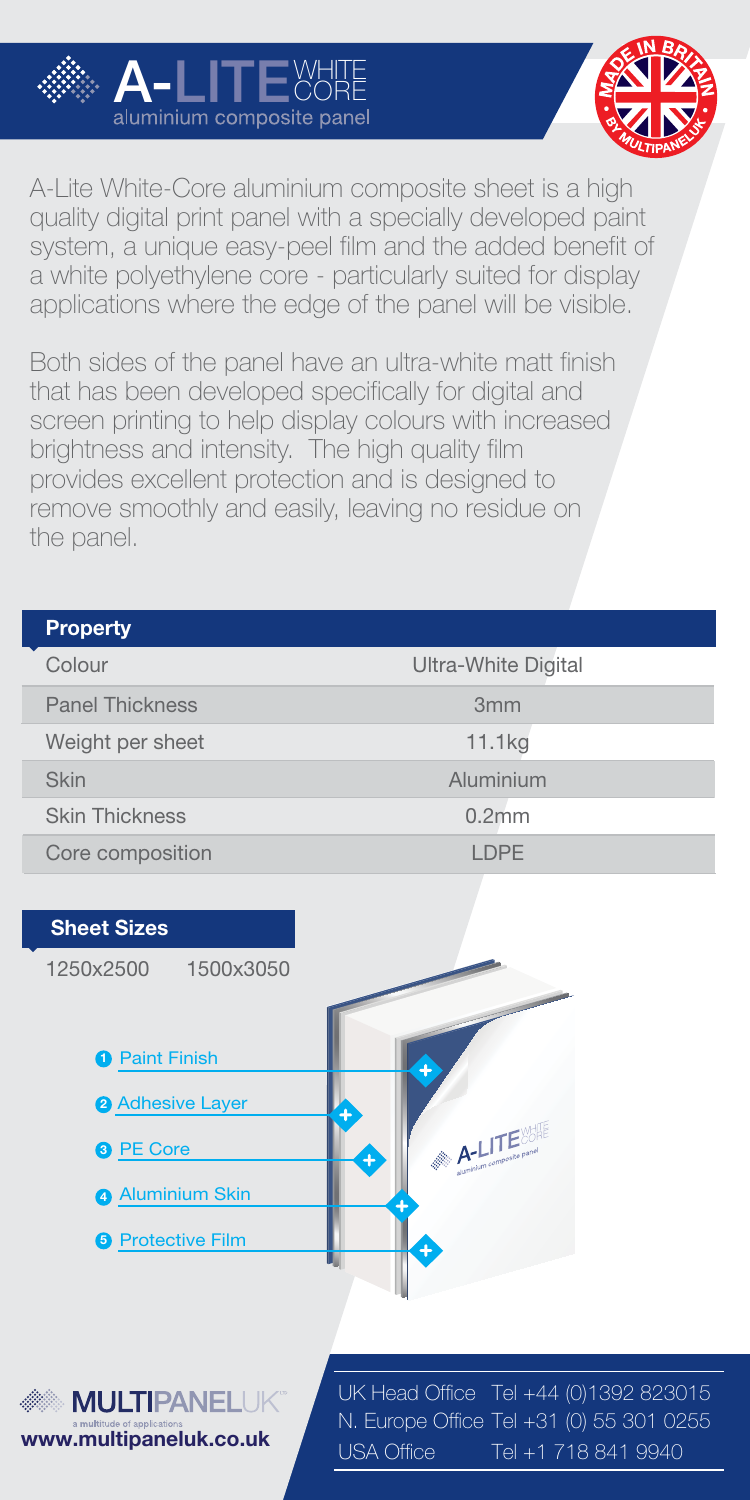# A-LITE WHITE CORE

aluminium composite panel

MADE IN BRITAIN BY MULTIPANELUK

A-Lite White-Core aluminium composite sheet is a high quality digital print panel with a specially developed paint system, a unique easy-peel film and the added benefit of a white polyethylene core - particularly suited for display applications where the edge of the panel will be visible.

Both sides of the panel have an ultra-white matt finish that has been developed specifically for digital and screen printing to help display colours with increased brightness and intensity. The high quality film provides excellent protection and is designed to remove smoothly and easily, leaving no residue on the panel.

| Property | |
|---|---|
| Colour | Ultra-White Digital |
| Panel Thickness | 3mm |
| Weight per sheet | 11.1kg |
| Skin | Aluminium |
| Skin Thickness | 0.2mm |
| Core composition | LDPE |

## Sheet Sizes

1250x2500 1500x3050

1. Paint Finish
2. Adhesive Layer
3. PE Core
4. Aluminium Skin
5. Protective Film

MULTIPANELUK
a multitude of applications
www.multipaneluk.co.uk

UK Head Office Tel +44 (0)1392 823015
N. Europe Office Tel +31 (0) 55 301 0255
USA Office Tel +1 718 841 9940